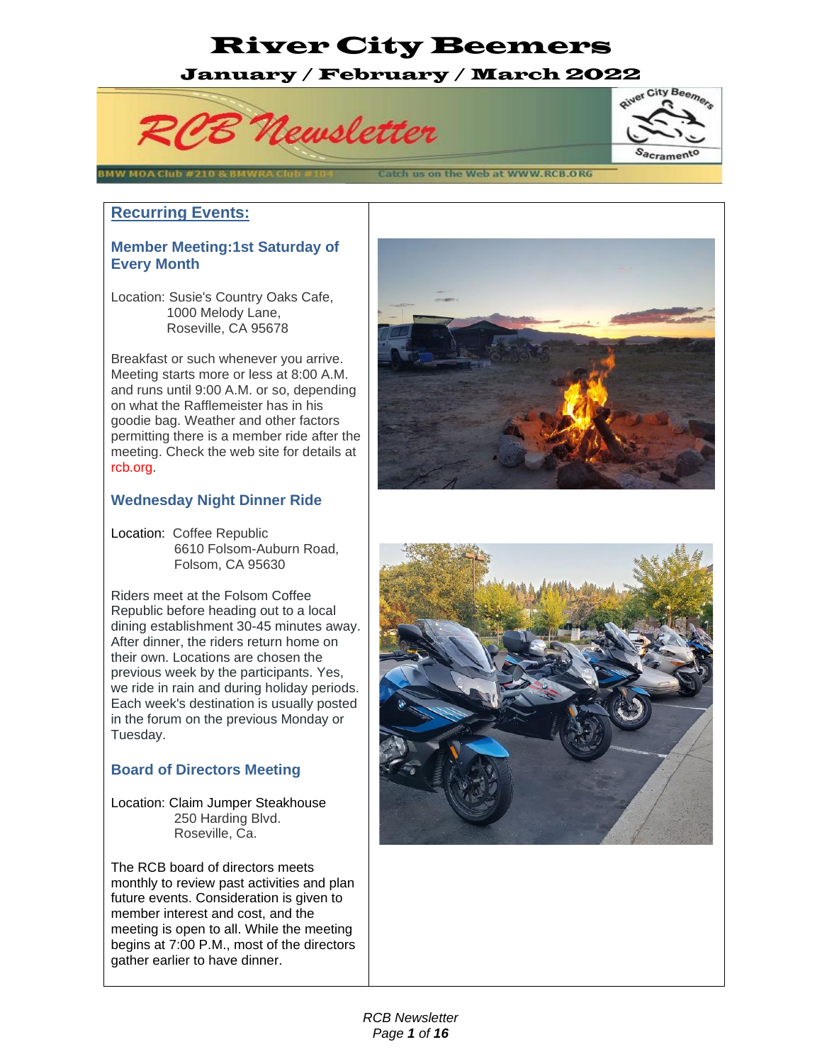# River City Beemers

## January / February / March 2022

RCB Newsletter

BMW MOA Club #210 & BMWRA Club #104 — Catch us on the Web at WWW.RCB.ORG

## Recurring Events:

### Member Meeting:1st Saturday of Every Month

Location: Susie's Country Oaks Cafe,
1000 Melody Lane,
Roseville, CA 95678

Breakfast or such whenever you arrive. Meeting starts more or less at 8:00 A.M. and runs until 9:00 A.M. or so, depending on what the Rafflemeister has in his goodie bag. Weather and other factors permitting there is a member ride after the meeting. Check the web site for details at rcb.org.

### Wednesday Night Dinner Ride

Location: Coffee Republic
6610 Folsom-Auburn Road,
Folsom, CA 95630

Riders meet at the Folsom Coffee Republic before heading out to a local dining establishment 30-45 minutes away. After dinner, the riders return home on their own. Locations are chosen the previous week by the participants. Yes, we ride in rain and during holiday periods. Each week's destination is usually posted in the forum on the previous Monday or Tuesday.

### Board of Directors Meeting

Location: Claim Jumper Steakhouse
250 Harding Blvd.
Roseville, Ca.

The RCB board of directors meets monthly to review past activities and plan future events. Consideration is given to member interest and cost, and the meeting is open to all. While the meeting begins at 7:00 P.M., most of the directors gather earlier to have dinner.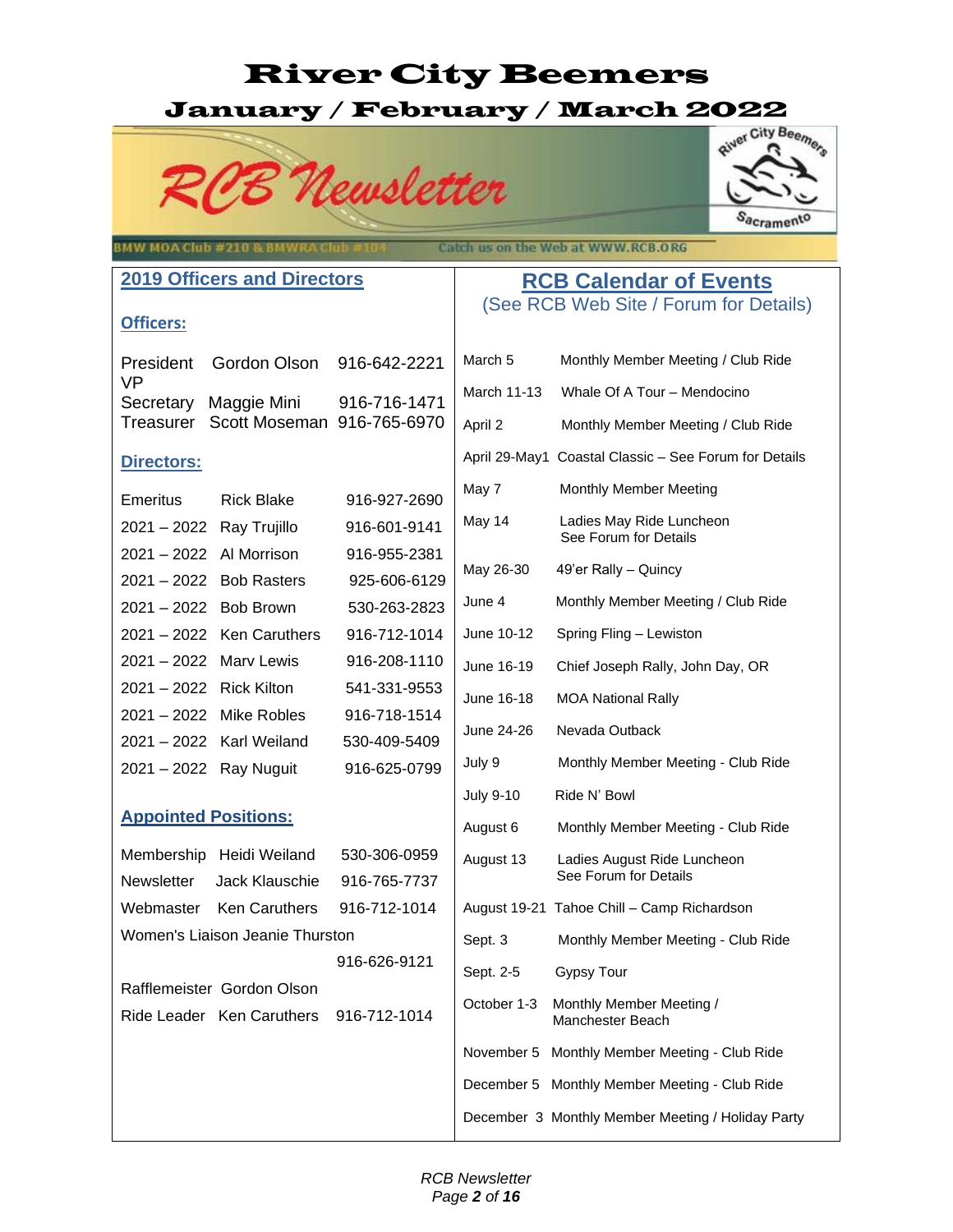# River City Beemers

## January / February / March 2022

RCB Newsletter

BMW MOA Club #210 & BMWRA Club #104 — Catch us on the Web at WWW.RCB.ORG

## 2019 Officers and Directors

### Officers:

| | | |
|---|---|---|
| President | Gordon Olson | 916-642-2221 |
| VP | | |
| Secretary | Maggie Mini | 916-716-1471 |
| Treasurer | Scott Moseman | 916-765-6970 |

### Directors:

| | | |
|---|---|---|
| Emeritus | Rick Blake | 916-927-2690 |
| 2021 – 2022 | Ray Trujillo | 916-601-9141 |
| 2021 – 2022 | Al Morrison | 916-955-2381 |
| 2021 – 2022 | Bob Rasters | 925-606-6129 |
| 2021 – 2022 | Bob Brown | 530-263-2823 |
| 2021 – 2022 | Ken Caruthers | 916-712-1014 |
| 2021 – 2022 | Marv Lewis | 916-208-1110 |
| 2021 – 2022 | Rick Kilton | 541-331-9553 |
| 2021 – 2022 | Mike Robles | 916-718-1514 |
| 2021 – 2022 | Karl Weiland | 530-409-5409 |
| 2021 – 2022 | Ray Nuguit | 916-625-0799 |

### Appointed Positions:

| | | |
|---|---|---|
| Membership | Heidi Weiland | 530-306-0959 |
| Newsletter | Jack Klauschie | 916-765-7737 |
| Webmaster | Ken Caruthers | 916-712-1014 |
| Women's Liaison | Jeanie Thurston | 916-626-9121 |
| Rafflemeister | Gordon Olson | |
| Ride Leader | Ken Caruthers | 916-712-1014 |

## RCB Calendar of Events

(See RCB Web Site / Forum for Details)

| | |
|---|---|
| March 5 | Monthly Member Meeting / Club Ride |
| March 11-13 | Whale Of A Tour – Mendocino |
| April 2 | Monthly Member Meeting / Club Ride |
| April 29-May1 | Coastal Classic – See Forum for Details |
| May 7 | Monthly Member Meeting |
| May 14 | Ladies May Ride Luncheon See Forum for Details |
| May 26-30 | 49'er Rally – Quincy |
| June 4 | Monthly Member Meeting / Club Ride |
| June 10-12 | Spring Fling – Lewiston |
| June 16-19 | Chief Joseph Rally, John Day, OR |
| June 16-18 | MOA National Rally |
| June 24-26 | Nevada Outback |
| July 9 | Monthly Member Meeting - Club Ride |
| July 9-10 | Ride N' Bowl |
| August 6 | Monthly Member Meeting - Club Ride |
| August 13 | Ladies August Ride Luncheon See Forum for Details |
| August 19-21 | Tahoe Chill – Camp Richardson |
| Sept. 3 | Monthly Member Meeting - Club Ride |
| Sept. 2-5 | Gypsy Tour |
| October 1-3 | Monthly Member Meeting / Manchester Beach |
| November 5 | Monthly Member Meeting - Club Ride |
| December 5 | Monthly Member Meeting - Club Ride |
| December 3 | Monthly Member Meeting / Holiday Party |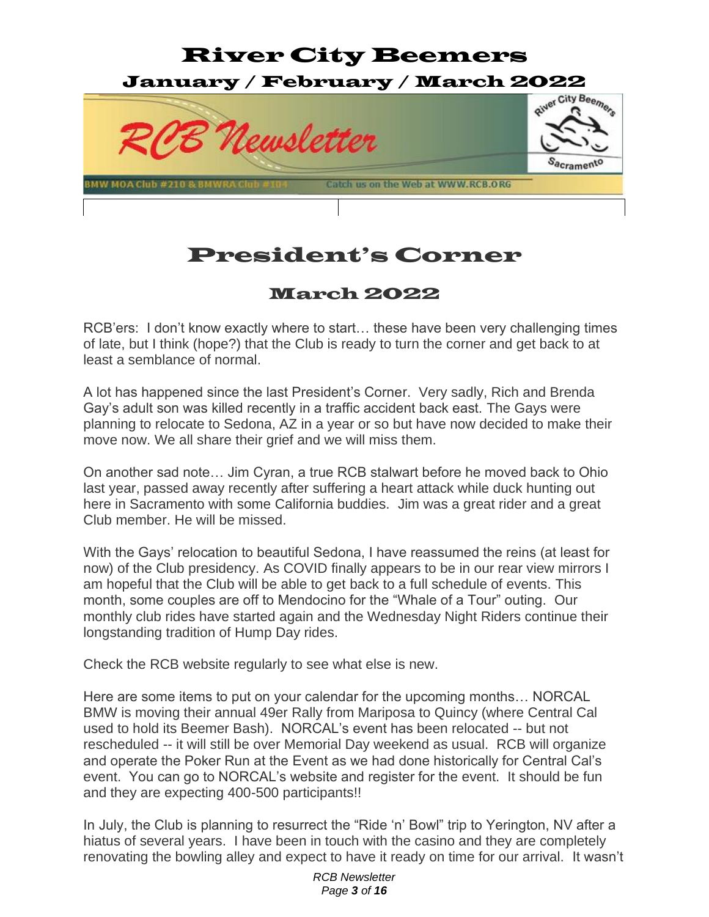# River City Beemers

## January / February / March 2022

RCB Newsletter

BMW MOA Club #210 & BMWRA Club #104 — Catch us on the Web at WWW.RCB.ORG

# President's Corner

## March 2022

RCB'ers: I don't know exactly where to start… these have been very challenging times of late, but I think (hope?) that the Club is ready to turn the corner and get back to at least a semblance of normal.

A lot has happened since the last President's Corner. Very sadly, Rich and Brenda Gay's adult son was killed recently in a traffic accident back east. The Gays were planning to relocate to Sedona, AZ in a year or so but have now decided to make their move now. We all share their grief and we will miss them.

On another sad note… Jim Cyran, a true RCB stalwart before he moved back to Ohio last year, passed away recently after suffering a heart attack while duck hunting out here in Sacramento with some California buddies. Jim was a great rider and a great Club member. He will be missed.

With the Gays' relocation to beautiful Sedona, I have reassumed the reins (at least for now) of the Club presidency. As COVID finally appears to be in our rear view mirrors I am hopeful that the Club will be able to get back to a full schedule of events. This month, some couples are off to Mendocino for the "Whale of a Tour" outing. Our monthly club rides have started again and the Wednesday Night Riders continue their longstanding tradition of Hump Day rides.

Check the RCB website regularly to see what else is new.

Here are some items to put on your calendar for the upcoming months… NORCAL BMW is moving their annual 49er Rally from Mariposa to Quincy (where Central Cal used to hold its Beemer Bash). NORCAL's event has been relocated -- but not rescheduled -- it will still be over Memorial Day weekend as usual. RCB will organize and operate the Poker Run at the Event as we had done historically for Central Cal's event. You can go to NORCAL's website and register for the event. It should be fun and they are expecting 400-500 participants!!

In July, the Club is planning to resurrect the "Ride 'n' Bowl" trip to Yerington, NV after a hiatus of several years. I have been in touch with the casino and they are completely renovating the bowling alley and expect to have it ready on time for our arrival. It wasn't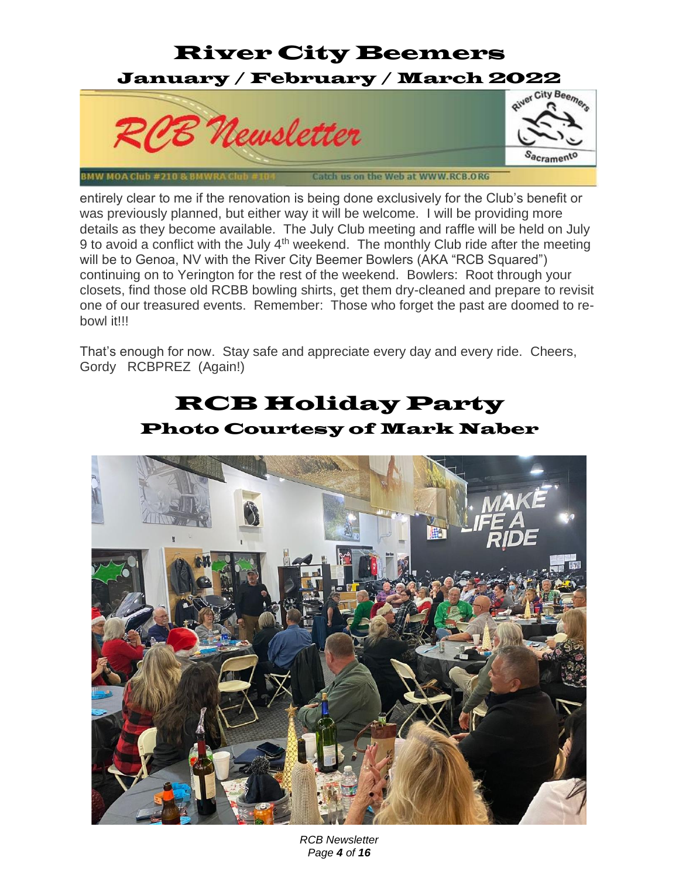entirely clear to me if the renovation is being done exclusively for the Club's benefit or was previously planned, but either way it will be welcome. I will be providing more details as they become available. The July Club meeting and raffle will be held on July 9 to avoid a conflict with the July 4th weekend. The monthly Club ride after the meeting will be to Genoa, NV with the River City Beemer Bowlers (AKA "RCB Squared") continuing on to Yerington for the rest of the weekend. Bowlers: Root through your closets, find those old RCBB bowling shirts, get them dry-cleaned and prepare to revisit one of our treasured events. Remember: Those who forget the past are doomed to re-bowl it!!!

That's enough for now. Stay safe and appreciate every day and every ride. Cheers, Gordy RCBPREZ (Again!)

# RCB Holiday Party

## Photo Courtesy of Mark Naber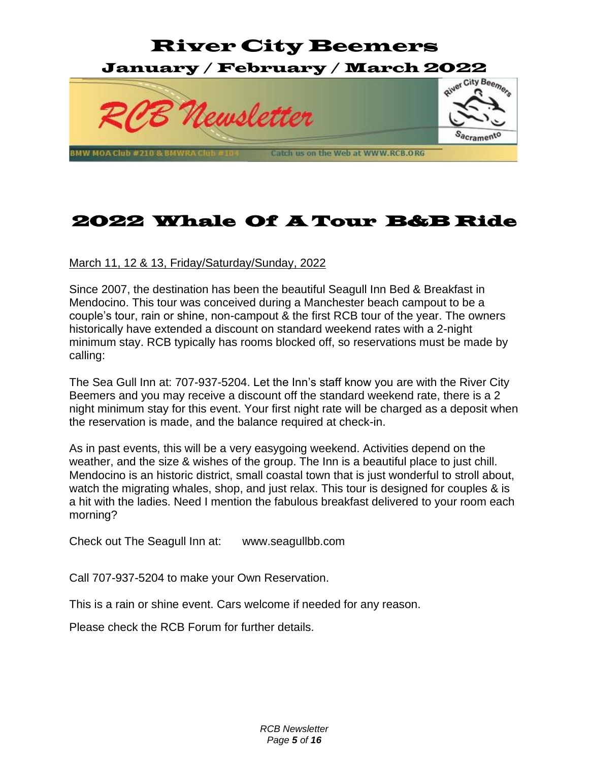# River City Beemers

## January / February / March 2022

RCB Newsletter

BMW MOA Club #210 & BMWRA Club #104 Catch us on the Web at WWW.RCB.ORG

# 2022 Whale Of A Tour B&B Ride

March 11, 12 & 13, Friday/Saturday/Sunday, 2022

Since 2007, the destination has been the beautiful Seagull Inn Bed & Breakfast in Mendocino. This tour was conceived during a Manchester beach campout to be a couple's tour, rain or shine, non-campout & the first RCB tour of the year. The owners historically have extended a discount on standard weekend rates with a 2-night minimum stay. RCB typically has rooms blocked off, so reservations must be made by calling:

The Sea Gull Inn at: 707-937-5204. Let the Inn's staff know you are with the River City Beemers and you may receive a discount off the standard weekend rate, there is a 2 night minimum stay for this event. Your first night rate will be charged as a deposit when the reservation is made, and the balance required at check-in.

As in past events, this will be a very easygoing weekend. Activities depend on the weather, and the size & wishes of the group. The Inn is a beautiful place to just chill. Mendocino is an historic district, small coastal town that is just wonderful to stroll about, watch the migrating whales, shop, and just relax. This tour is designed for couples & is a hit with the ladies. Need I mention the fabulous breakfast delivered to your room each morning?

Check out The Seagull Inn at: www.seagullbb.com

Call 707-937-5204 to make your Own Reservation.

This is a rain or shine event. Cars welcome if needed for any reason.

Please check the RCB Forum for further details.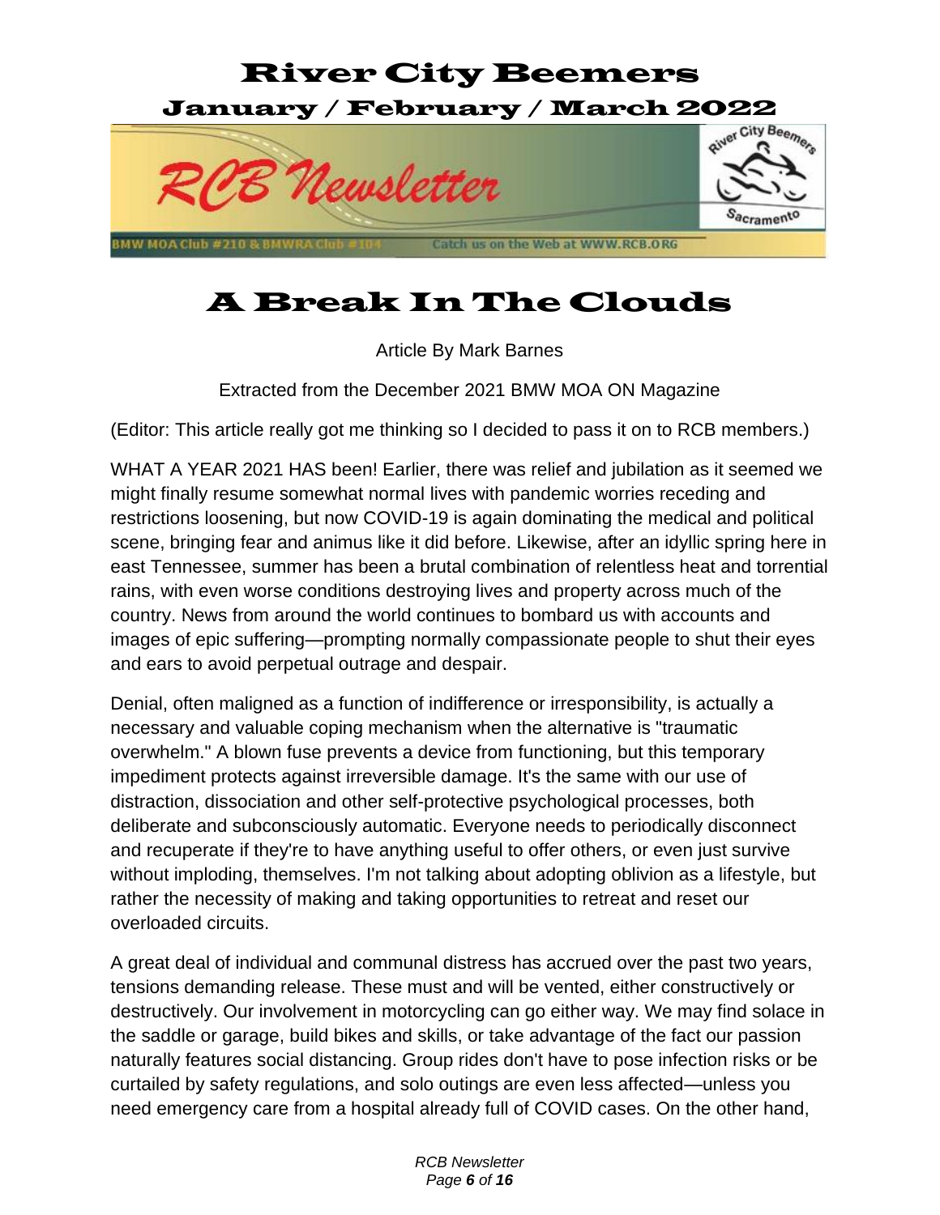# River City Beemers

## January / February / March 2022

RCB Newsletter

BMW MOA Club #210 & BMWRA Club #104 Catch us on the Web at WWW.RCB.ORG

# A Break In The Clouds

Article By Mark Barnes

Extracted from the December 2021 BMW MOA ON Magazine

(Editor: This article really got me thinking so I decided to pass it on to RCB members.)

WHAT A YEAR 2021 HAS been! Earlier, there was relief and jubilation as it seemed we might finally resume somewhat normal lives with pandemic worries receding and restrictions loosening, but now COVID-19 is again dominating the medical and political scene, bringing fear and animus like it did before. Likewise, after an idyllic spring here in east Tennessee, summer has been a brutal combination of relentless heat and torrential rains, with even worse conditions destroying lives and property across much of the country. News from around the world continues to bombard us with accounts and images of epic suffering—prompting normally compassionate people to shut their eyes and ears to avoid perpetual outrage and despair.

Denial, often maligned as a function of indifference or irresponsibility, is actually a necessary and valuable coping mechanism when the alternative is "traumatic overwhelm." A blown fuse prevents a device from functioning, but this temporary impediment protects against irreversible damage. It's the same with our use of distraction, dissociation and other self-protective psychological processes, both deliberate and subconsciously automatic. Everyone needs to periodically disconnect and recuperate if they're to have anything useful to offer others, or even just survive without imploding, themselves. I'm not talking about adopting oblivion as a lifestyle, but rather the necessity of making and taking opportunities to retreat and reset our overloaded circuits.

A great deal of individual and communal distress has accrued over the past two years, tensions demanding release. These must and will be vented, either constructively or destructively. Our involvement in motorcycling can go either way. We may find solace in the saddle or garage, build bikes and skills, or take advantage of the fact our passion naturally features social distancing. Group rides don't have to pose infection risks or be curtailed by safety regulations, and solo outings are even less affected—unless you need emergency care from a hospital already full of COVID cases. On the other hand,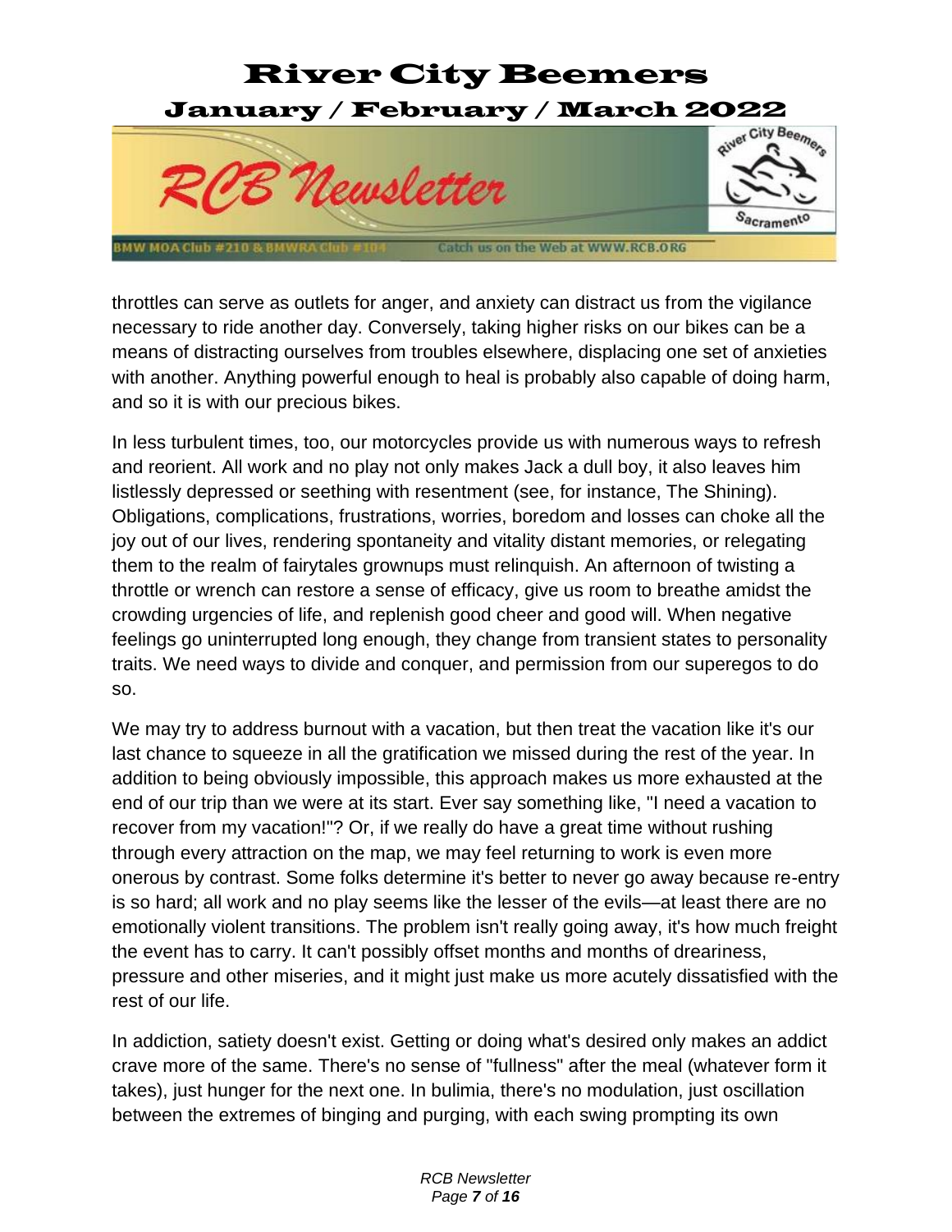throttles can serve as outlets for anger, and anxiety can distract us from the vigilance necessary to ride another day. Conversely, taking higher risks on our bikes can be a means of distracting ourselves from troubles elsewhere, displacing one set of anxieties with another. Anything powerful enough to heal is probably also capable of doing harm, and so it is with our precious bikes.

In less turbulent times, too, our motorcycles provide us with numerous ways to refresh and reorient. All work and no play not only makes Jack a dull boy, it also leaves him listlessly depressed or seething with resentment (see, for instance, The Shining). Obligations, complications, frustrations, worries, boredom and losses can choke all the joy out of our lives, rendering spontaneity and vitality distant memories, or relegating them to the realm of fairytales grownups must relinquish. An afternoon of twisting a throttle or wrench can restore a sense of efficacy, give us room to breathe amidst the crowding urgencies of life, and replenish good cheer and good will. When negative feelings go uninterrupted long enough, they change from transient states to personality traits. We need ways to divide and conquer, and permission from our superegos to do so.

We may try to address burnout with a vacation, but then treat the vacation like it's our last chance to squeeze in all the gratification we missed during the rest of the year. In addition to being obviously impossible, this approach makes us more exhausted at the end of our trip than we were at its start. Ever say something like, "I need a vacation to recover from my vacation!"? Or, if we really do have a great time without rushing through every attraction on the map, we may feel returning to work is even more onerous by contrast. Some folks determine it's better to never go away because re-entry is so hard; all work and no play seems like the lesser of the evils—at least there are no emotionally violent transitions. The problem isn't really going away, it's how much freight the event has to carry. It can't possibly offset months and months of dreariness, pressure and other miseries, and it might just make us more acutely dissatisfied with the rest of our life.

In addiction, satiety doesn't exist. Getting or doing what's desired only makes an addict crave more of the same. There's no sense of "fullness" after the meal (whatever form it takes), just hunger for the next one. In bulimia, there's no modulation, just oscillation between the extremes of binging and purging, with each swing prompting its own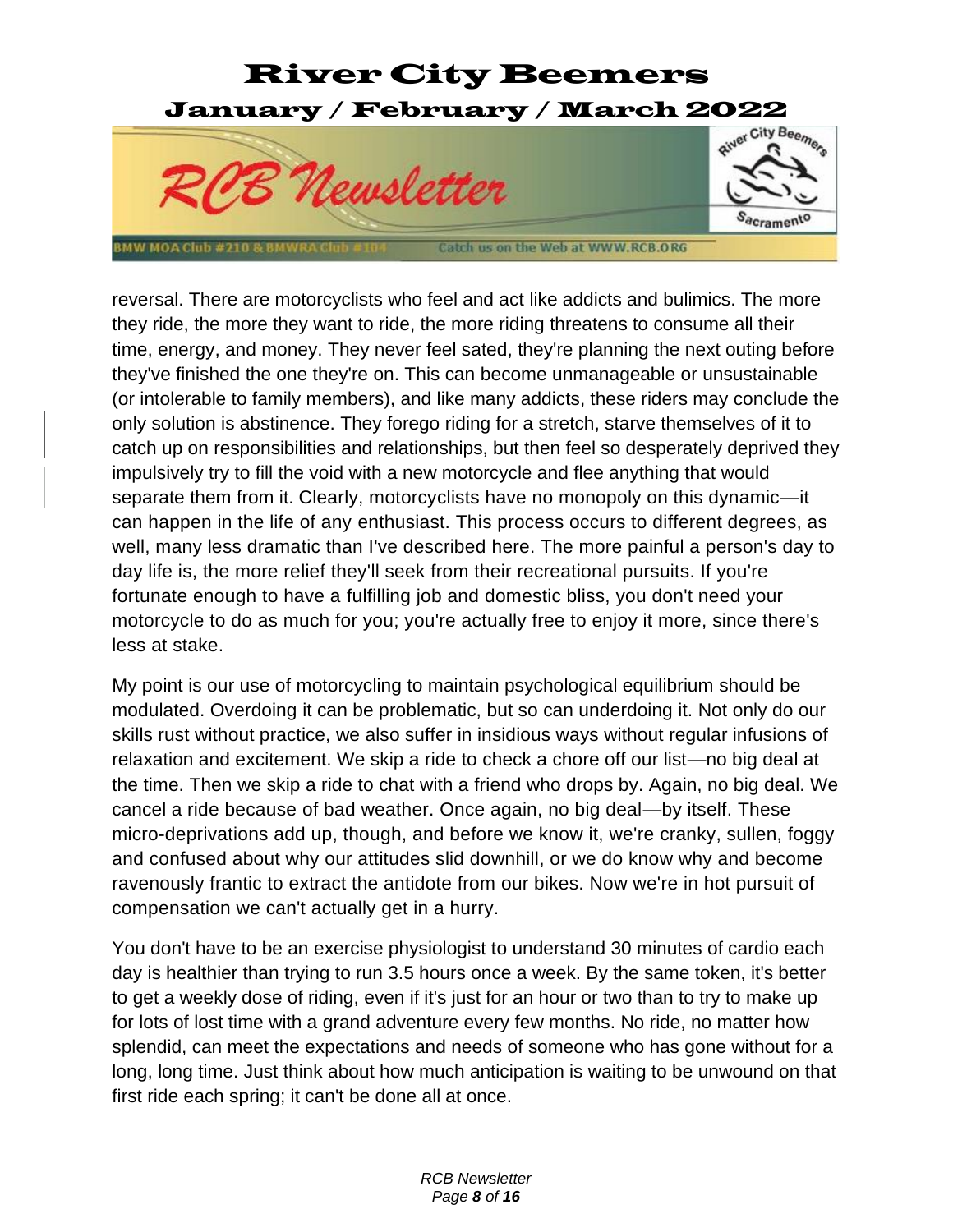reversal. There are motorcyclists who feel and act like addicts and bulimics. The more they ride, the more they want to ride, the more riding threatens to consume all their time, energy, and money. They never feel sated, they're planning the next outing before they've finished the one they're on. This can become unmanageable or unsustainable (or intolerable to family members), and like many addicts, these riders may conclude the only solution is abstinence. They forego riding for a stretch, starve themselves of it to catch up on responsibilities and relationships, but then feel so desperately deprived they impulsively try to fill the void with a new motorcycle and flee anything that would separate them from it. Clearly, motorcyclists have no monopoly on this dynamic—it can happen in the life of any enthusiast. This process occurs to different degrees, as well, many less dramatic than I've described here. The more painful a person's day to day life is, the more relief they'll seek from their recreational pursuits. If you're fortunate enough to have a fulfilling job and domestic bliss, you don't need your motorcycle to do as much for you; you're actually free to enjoy it more, since there's less at stake.

My point is our use of motorcycling to maintain psychological equilibrium should be modulated. Overdoing it can be problematic, but so can underdoing it. Not only do our skills rust without practice, we also suffer in insidious ways without regular infusions of relaxation and excitement. We skip a ride to check a chore off our list—no big deal at the time. Then we skip a ride to chat with a friend who drops by. Again, no big deal. We cancel a ride because of bad weather. Once again, no big deal—by itself. These micro-deprivations add up, though, and before we know it, we're cranky, sullen, foggy and confused about why our attitudes slid downhill, or we do know why and become ravenously frantic to extract the antidote from our bikes. Now we're in hot pursuit of compensation we can't actually get in a hurry.

You don't have to be an exercise physiologist to understand 30 minutes of cardio each day is healthier than trying to run 3.5 hours once a week. By the same token, it's better to get a weekly dose of riding, even if it's just for an hour or two than to try to make up for lots of lost time with a grand adventure every few months. No ride, no matter how splendid, can meet the expectations and needs of someone who has gone without for a long, long time. Just think about how much anticipation is waiting to be unwound on that first ride each spring; it can't be done all at once.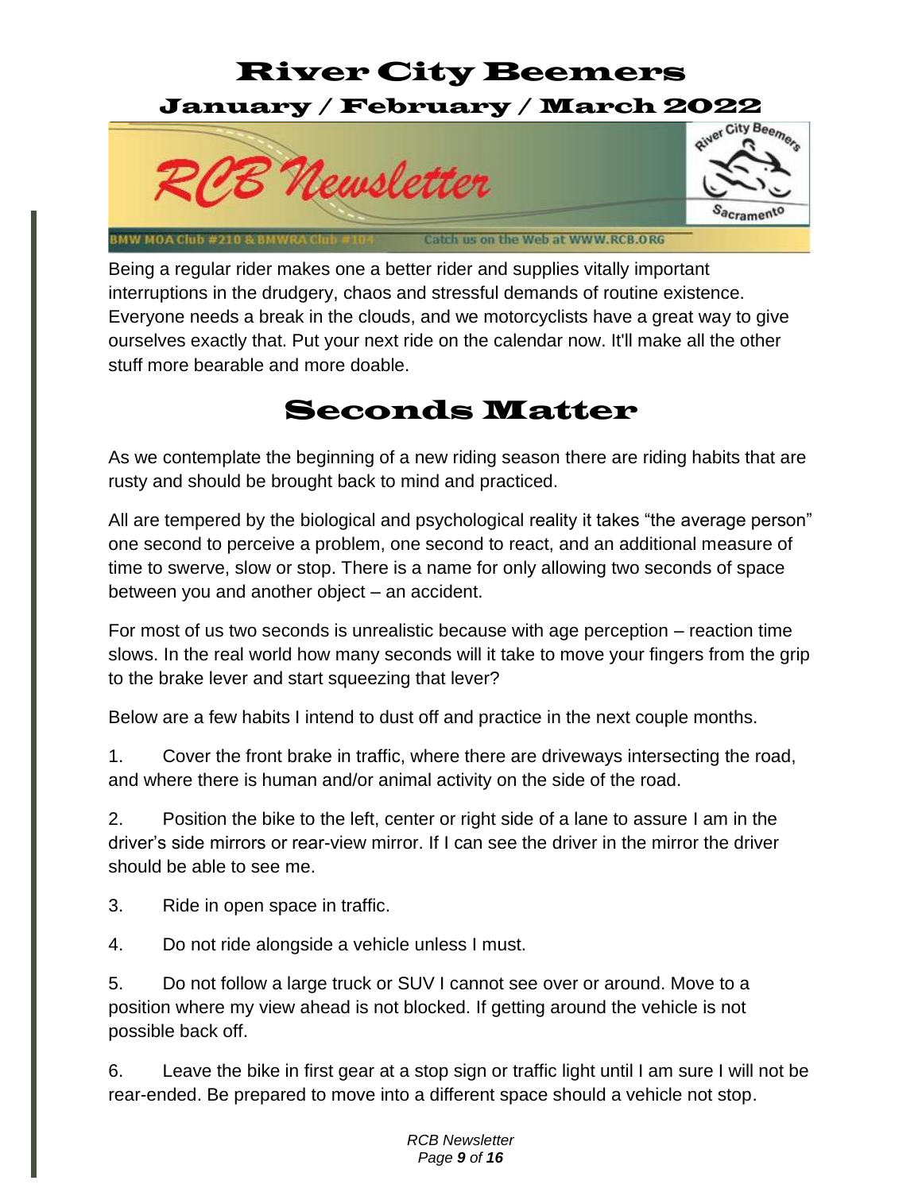Being a regular rider makes one a better rider and supplies vitally important interruptions in the drudgery, chaos and stressful demands of routine existence. Everyone needs a break in the clouds, and we motorcyclists have a great way to give ourselves exactly that. Put your next ride on the calendar now. It'll make all the other stuff more bearable and more doable.

# Seconds Matter

As we contemplate the beginning of a new riding season there are riding habits that are rusty and should be brought back to mind and practiced.

All are tempered by the biological and psychological reality it takes "the average person" one second to perceive a problem, one second to react, and an additional measure of time to swerve, slow or stop. There is a name for only allowing two seconds of space between you and another object – an accident.

For most of us two seconds is unrealistic because with age perception – reaction time slows. In the real world how many seconds will it take to move your fingers from the grip to the brake lever and start squeezing that lever?

Below are a few habits I intend to dust off and practice in the next couple months.

1. Cover the front brake in traffic, where there are driveways intersecting the road, and where there is human and/or animal activity on the side of the road.

2. Position the bike to the left, center or right side of a lane to assure I am in the driver's side mirrors or rear-view mirror. If I can see the driver in the mirror the driver should be able to see me.

3. Ride in open space in traffic.

4. Do not ride alongside a vehicle unless I must.

5. Do not follow a large truck or SUV I cannot see over or around. Move to a position where my view ahead is not blocked. If getting around the vehicle is not possible back off.

6. Leave the bike in first gear at a stop sign or traffic light until I am sure I will not be rear-ended. Be prepared to move into a different space should a vehicle not stop.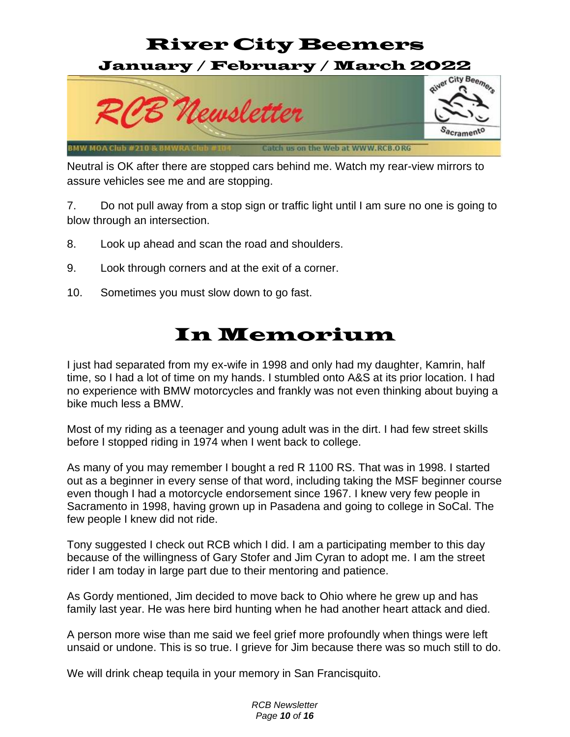Neutral is OK after there are stopped cars behind me. Watch my rear-view mirrors to assure vehicles see me and are stopping.

7. Do not pull away from a stop sign or traffic light until I am sure no one is going to blow through an intersection.

8. Look up ahead and scan the road and shoulders.

9. Look through corners and at the exit of a corner.

10. Sometimes you must slow down to go fast.

# In Memorium

I just had separated from my ex-wife in 1998 and only had my daughter, Kamrin, half time, so I had a lot of time on my hands. I stumbled onto A&S at its prior location. I had no experience with BMW motorcycles and frankly was not even thinking about buying a bike much less a BMW.

Most of my riding as a teenager and young adult was in the dirt. I had few street skills before I stopped riding in 1974 when I went back to college.

As many of you may remember I bought a red R 1100 RS. That was in 1998. I started out as a beginner in every sense of that word, including taking the MSF beginner course even though I had a motorcycle endorsement since 1967. I knew very few people in Sacramento in 1998, having grown up in Pasadena and going to college in SoCal. The few people I knew did not ride.

Tony suggested I check out RCB which I did. I am a participating member to this day because of the willingness of Gary Stofer and Jim Cyran to adopt me. I am the street rider I am today in large part due to their mentoring and patience.

As Gordy mentioned, Jim decided to move back to Ohio where he grew up and has family last year. He was here bird hunting when he had another heart attack and died.

A person more wise than me said we feel grief more profoundly when things were left unsaid or undone. This is so true. I grieve for Jim because there was so much still to do.

We will drink cheap tequila in your memory in San Francisquito.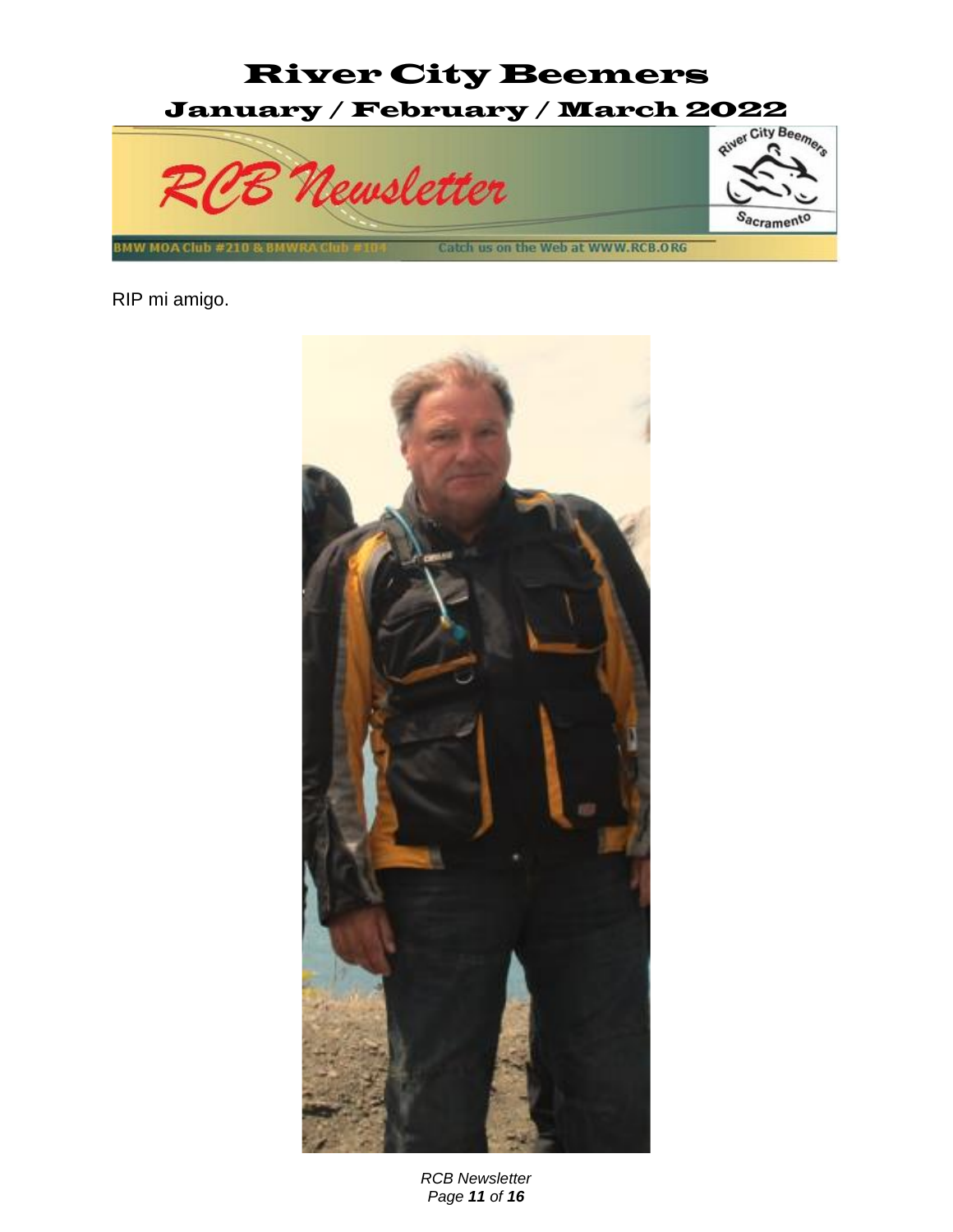RIP mi amigo.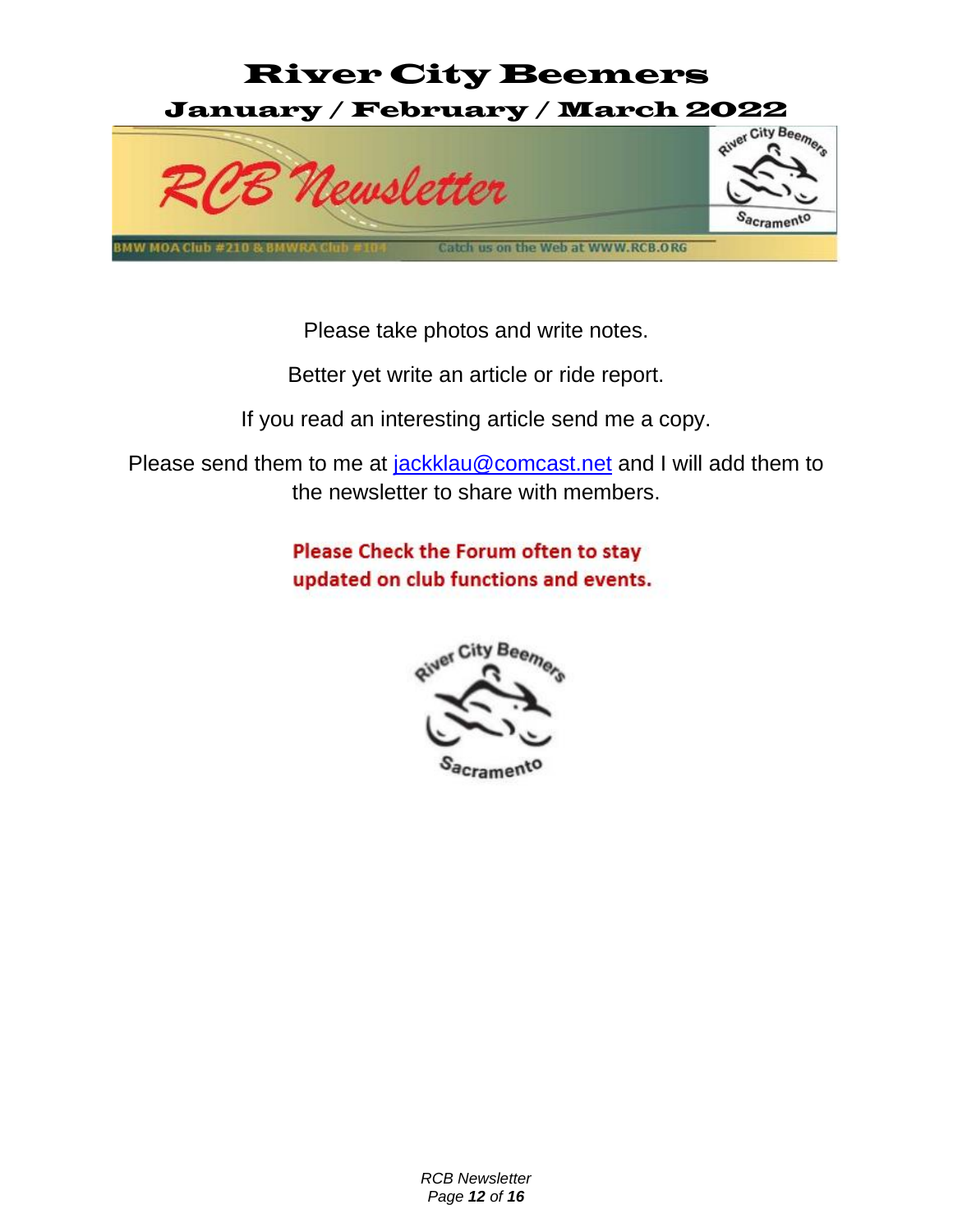# River City Beemers

## January / February / March 2022

RCB Newsletter

BMW MOA Club #210 & BMWRA Club #104 Catch us on the Web at WWW.RCB.ORG

Please take photos and write notes.

Better yet write an article or ride report.

If you read an interesting article send me a copy.

Please send them to me at jackklau@comcast.net and I will add them to the newsletter to share with members.

**Please Check the Forum often to stay updated on club functions and events.**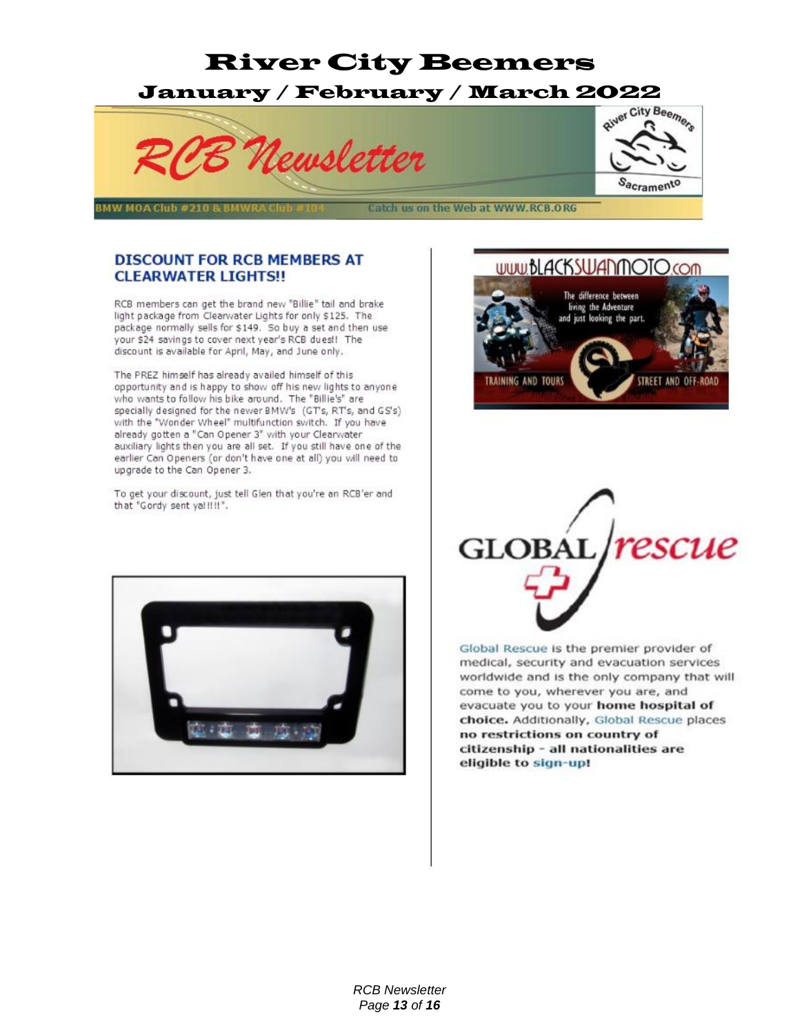## DISCOUNT FOR RCB MEMBERS AT CLEARWATER LIGHTS!!

RCB members can get the brand new "Billie" tail and brake light package from Clearwater Lights for only $125. The package normally sells for $149. So buy a set and then use your $24 savings to cover next year's RCB dues!! The discount is available for April, May, and June only.

The PREZ himself has already availed himself of this opportunity and is happy to show off his new lights to anyone who wants to follow his bike around. The "Billie's" are specially designed for the newer BMW's (GT's, RT's, and GS's) with the "Wonder Wheel" multifunction switch. If you have already gotten a "Can Opener 3" with your Clearwater auxiliary lights then you are all set. If you still have one of the earlier Can Openers (or don't have one at all) you will need to upgrade to the Can Opener 3.

To get your discount, just tell Glen that you're an RCB'er and that "Gordy sent ya!!!!".

WWW.BLACKSWANMOTO.COM

The difference between living the Adventure and just looking the part.

TRAINING AND TOURS — STREET AND OFF-ROAD

GLOBAL rescue

Global Rescue is the premier provider of medical, security and evacuation services worldwide and is the only company that will come to you, wherever you are, and evacuate you to your **home hospital of choice.** Additionally, Global Rescue places **no restrictions on country of citizenship - all nationalities are eligible to sign-up!**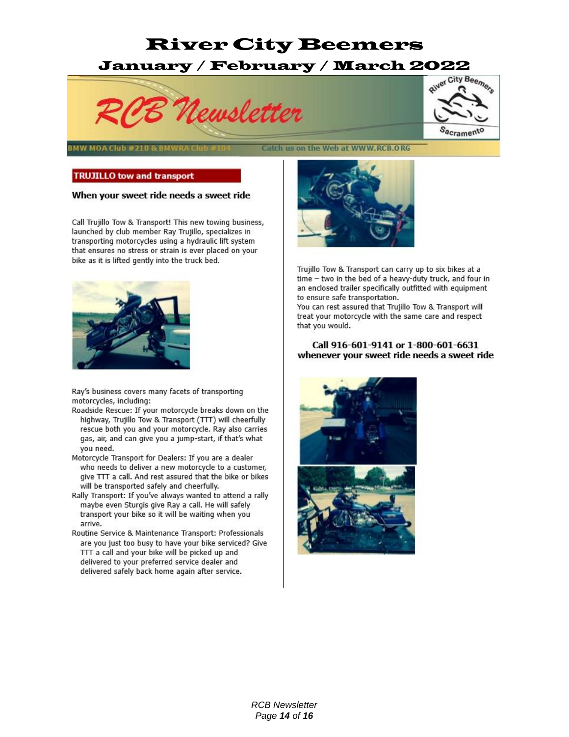## TRUJILLO tow and transport

### When your sweet ride needs a sweet ride

Call Trujillo Tow & Transport! This new towing business, launched by club member Ray Trujillo, specializes in transporting motorcycles using a hydraulic lift system that ensures no stress or strain is ever placed on your bike as it is lifted gently into the truck bed.

Ray's business covers many facets of transporting motorcycles, including:

Roadside Rescue: If your motorcycle breaks down on the highway, Trujillo Tow & Transport (TTT) will cheerfully rescue both you and your motorcycle. Ray also carries gas, air, and can give you a jump-start, if that's what you need.

Motorcycle Transport for Dealers: If you are a dealer who needs to deliver a new motorcycle to a customer, give TTT a call. And rest assured that the bike or bikes will be transported safely and cheerfully.

Rally Transport: If you've always wanted to attend a rally maybe even Sturgis give Ray a call. He will safely transport your bike so it will be waiting when you arrive.

Routine Service & Maintenance Transport: Professionals are you just too busy to have your bike serviced? Give TTT a call and your bike will be picked up and delivered to your preferred service dealer and delivered safely back home again after service.

Trujillo Tow & Transport can carry up to six bikes at a time – two in the bed of a heavy-duty truck, and four in an enclosed trailer specifically outfitted with equipment to ensure safe transportation.

You can rest assured that Trujillo Tow & Transport will treat your motorcycle with the same care and respect that you would.

**Call 916-601-9141 or 1-800-601-6631 whenever your sweet ride needs a sweet ride**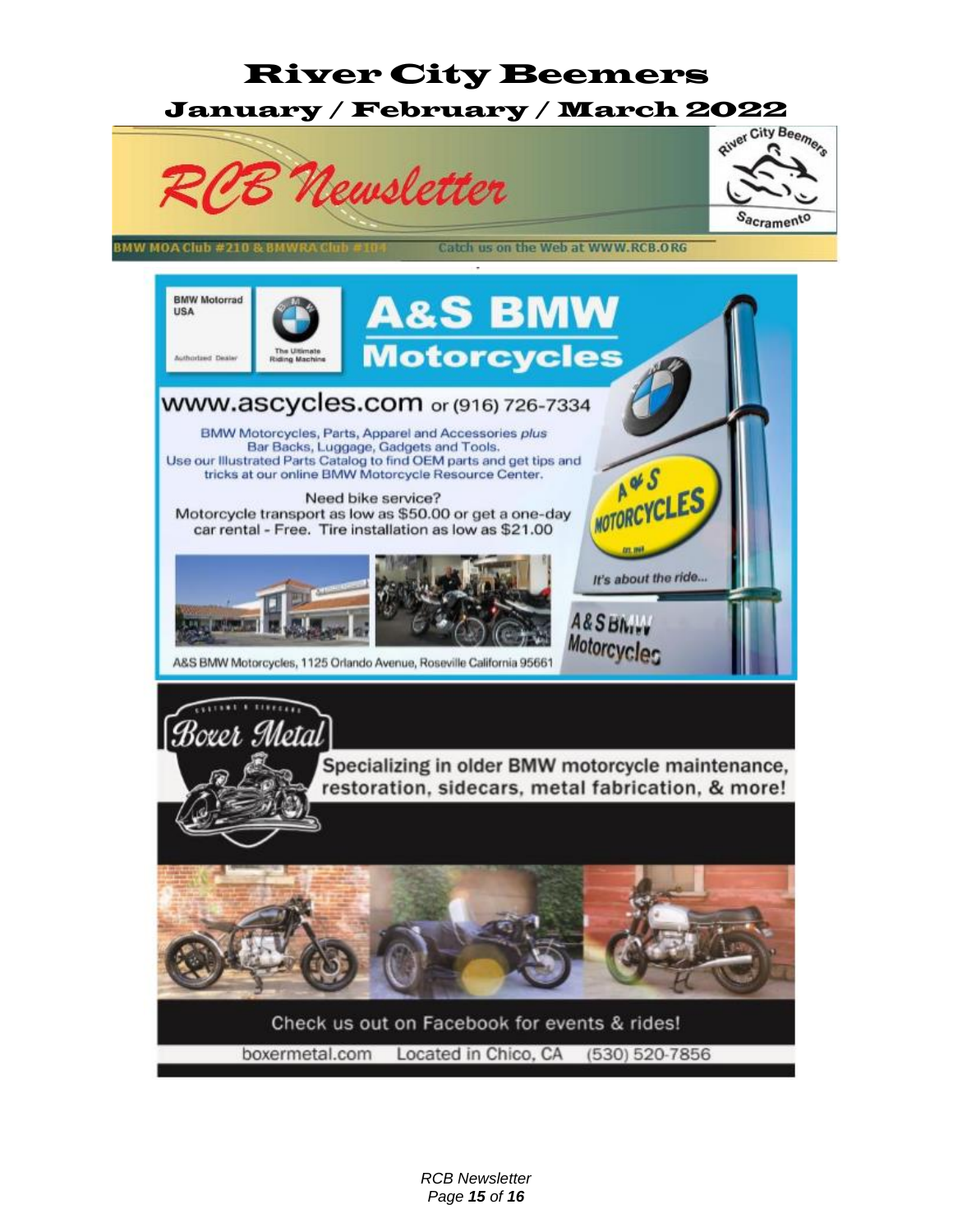# River City Beemers

## January / February / March 2022

RCB Newsletter

BMW MOA Club #210 & BMWRA Club #104 — Catch us on the Web at WWW.RCB.ORG

BMW Motorrad USA — Authorized Dealer — The Ultimate Riding Machine

## A&S BMW Motorcycles

**www.ascycles.com** or (916) 726-7334

BMW Motorcycles, Parts, Apparel and Accessories *plus* Bar Backs, Luggage, Gadgets and Tools. Use our Illustrated Parts Catalog to find OEM parts and get tips and tricks at our online BMW Motorcycle Resource Center.

Need bike service? Motorcycle transport as low as $50.00 or get a one-day car rental - Free. Tire installation as low as $21.00

*It's about the ride...*

A&S BMW Motorcycles, 1125 Orlando Avenue, Roseville California 95661

## Boxer Metal

Customs & Sidecars

Specializing in older BMW motorcycle maintenance, restoration, sidecars, metal fabrication, & more!

Check us out on Facebook for events & rides!

boxermetal.com — Located in Chico, CA — (530) 520-7856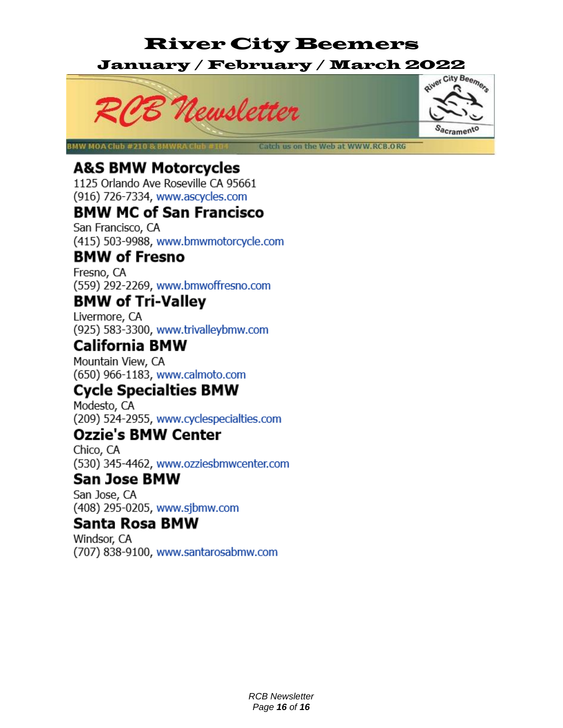## A&S BMW Motorcycles

1125 Orlando Ave Roseville CA 95661
(916) 726-7334, www.ascycles.com

## BMW MC of San Francisco

San Francisco, CA
(415) 503-9988, www.bmwmotorcycle.com

## BMW of Fresno

Fresno, CA
(559) 292-2269, www.bmwoffresno.com

## BMW of Tri-Valley

Livermore, CA
(925) 583-3300, www.trivalleybmw.com

## California BMW

Mountain View, CA
(650) 966-1183, www.calmoto.com

## Cycle Specialties BMW

Modesto, CA
(209) 524-2955, www.cyclespecialties.com

## Ozzie's BMW Center

Chico, CA
(530) 345-4462, www.ozziesbmwcenter.com

## San Jose BMW

San Jose, CA
(408) 295-0205, www.sjbmw.com

## Santa Rosa BMW

Windsor, CA
(707) 838-9100, www.santarosabmw.com